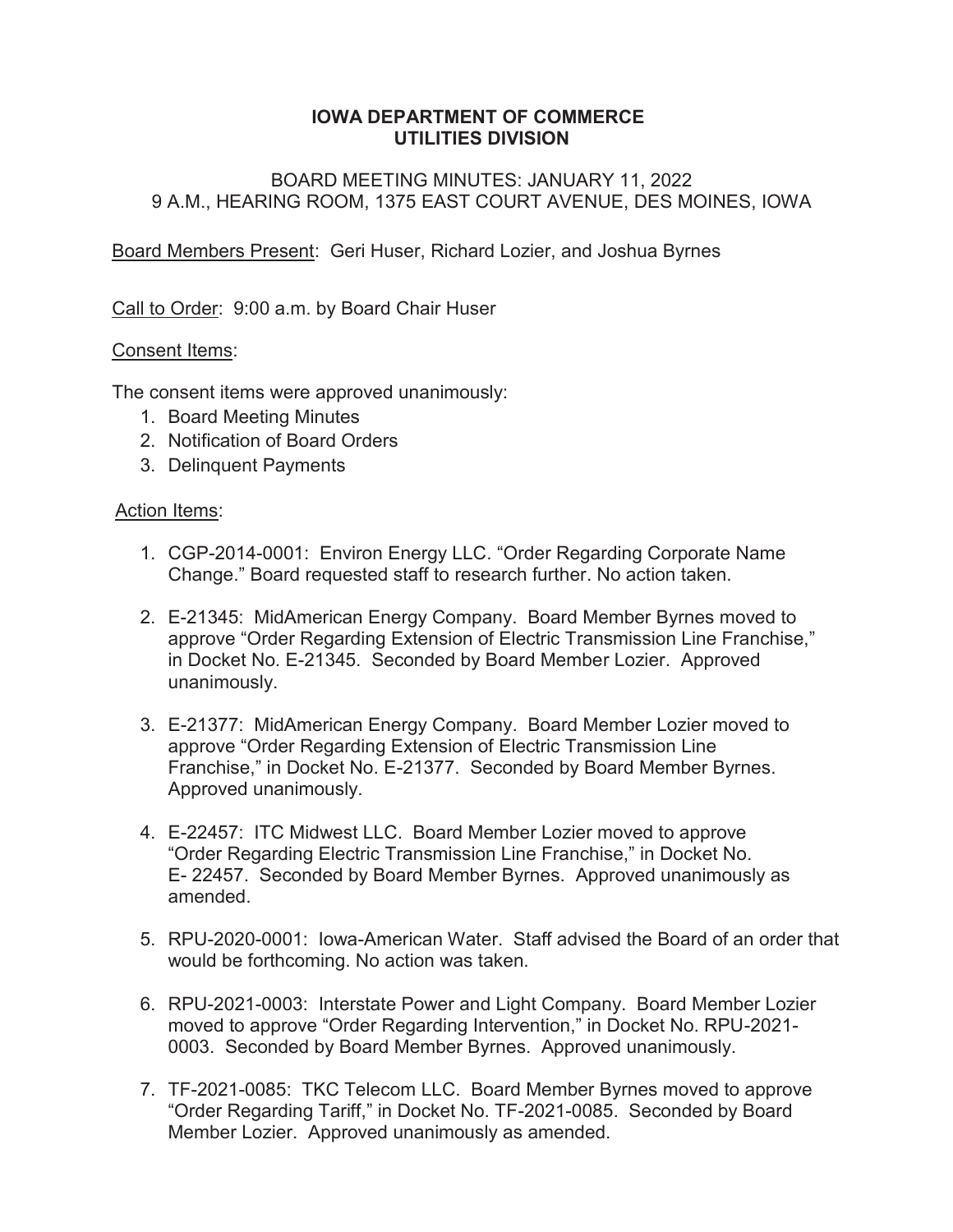# IOWA DEPARTMENT OF COMMERCE
# UTILITIES DIVISION

BOARD MEETING MINUTES: JANUARY 11, 2022
9 A.M., HEARING ROOM, 1375 EAST COURT AVENUE, DES MOINES, IOWA

Board Members Present: Geri Huser, Richard Lozier, and Joshua Byrnes

Call to Order: 9:00 a.m. by Board Chair Huser

Consent Items:

The consent items were approved unanimously:

1. Board Meeting Minutes
2. Notification of Board Orders
3. Delinquent Payments

Action Items:

1. CGP-2014-0001: Environ Energy LLC. "Order Regarding Corporate Name Change." Board requested staff to research further. No action taken.
2. E-21345: MidAmerican Energy Company. Board Member Byrnes moved to approve "Order Regarding Extension of Electric Transmission Line Franchise," in Docket No. E-21345. Seconded by Board Member Lozier. Approved unanimously.
3. E-21377: MidAmerican Energy Company. Board Member Lozier moved to approve "Order Regarding Extension of Electric Transmission Line Franchise," in Docket No. E-21377. Seconded by Board Member Byrnes. Approved unanimously.
4. E-22457: ITC Midwest LLC. Board Member Lozier moved to approve "Order Regarding Electric Transmission Line Franchise," in Docket No. E- 22457. Seconded by Board Member Byrnes. Approved unanimously as amended.
5. RPU-2020-0001: Iowa-American Water. Staff advised the Board of an order that would be forthcoming. No action was taken.
6. RPU-2021-0003: Interstate Power and Light Company. Board Member Lozier moved to approve "Order Regarding Intervention," in Docket No. RPU-2021-0003. Seconded by Board Member Byrnes. Approved unanimously.
7. TF-2021-0085: TKC Telecom LLC. Board Member Byrnes moved to approve "Order Regarding Tariff," in Docket No. TF-2021-0085. Seconded by Board Member Lozier. Approved unanimously as amended.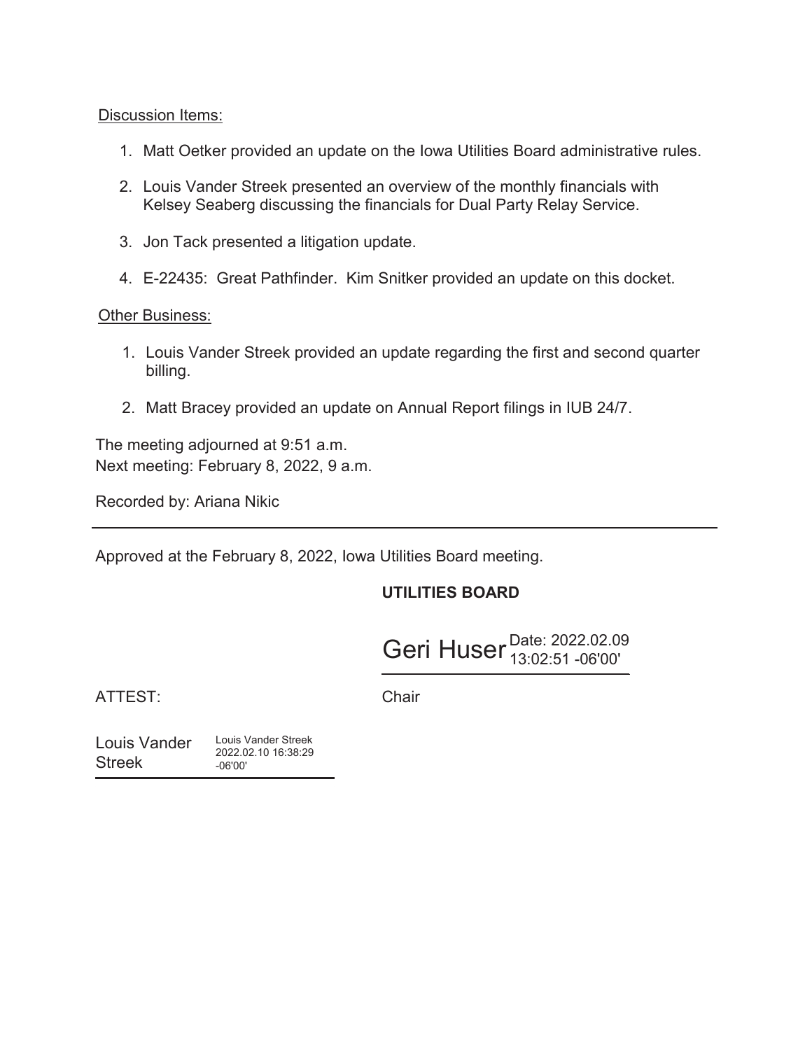Discussion Items:

1. Matt Oetker provided an update on the Iowa Utilities Board administrative rules.
2. Louis Vander Streek presented an overview of the monthly financials with Kelsey Seaberg discussing the financials for Dual Party Relay Service.
3. Jon Tack presented a litigation update.
4. E-22435: Great Pathfinder. Kim Snitker provided an update on this docket.

Other Business:

1. Louis Vander Streek provided an update regarding the first and second quarter billing.
2. Matt Bracey provided an update on Annual Report filings in IUB 24/7.

The meeting adjourned at 9:51 a.m.
Next meeting: February 8, 2022, 9 a.m.

Recorded by: Ariana Nikic

---

Approved at the February 8, 2022, Iowa Utilities Board meeting.

**UTILITIES BOARD**

Geri Huser Date: 2022.02.09 13:02:51 -06'00'

Chair

ATTEST:

Louis Vander Streek Louis Vander Streek 2022.02.10 16:38:29 -06'00'